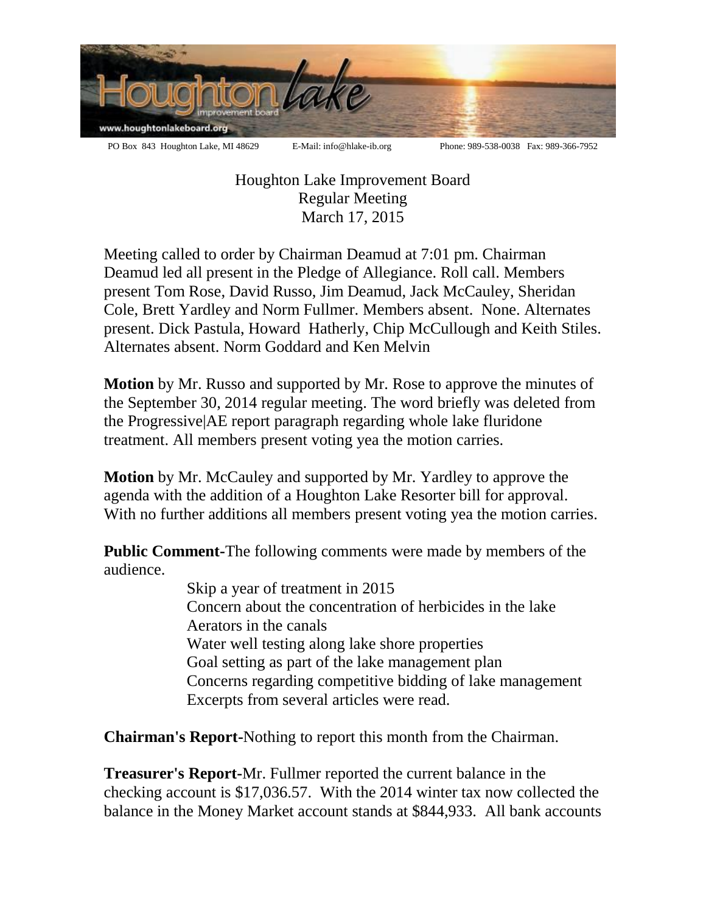PO Box 843 Houghton Lake, MI 48629 E-Mail: info@hlake-ib.org Phone: 989-538-0038 Fax: 989-366-7952

# Houghton Lake Improvement Board
## Regular Meeting
## March 17, 2015

Meeting called to order by Chairman Deamud at 7:01 pm. Chairman Deamud led all present in the Pledge of Allegiance. Roll call. Members present Tom Rose, David Russo, Jim Deamud, Jack McCauley, Sheridan Cole, Brett Yardley and Norm Fullmer. Members absent. None. Alternates present. Dick Pastula, Howard Hatherly, Chip McCullough and Keith Stiles. Alternates absent. Norm Goddard and Ken Melvin

**Motion** by Mr. Russo and supported by Mr. Rose to approve the minutes of the September 30, 2014 regular meeting. The word briefly was deleted from the Progressive|AE report paragraph regarding whole lake fluridone treatment. All members present voting yea the motion carries.

**Motion** by Mr. McCauley and supported by Mr. Yardley to approve the agenda with the addition of a Houghton Lake Resorter bill for approval. With no further additions all members present voting yea the motion carries.

**Public Comment**-The following comments were made by members of the audience.

- Skip a year of treatment in 2015
- Concern about the concentration of herbicides in the lake
- Aerators in the canals
- Water well testing along lake shore properties
- Goal setting as part of the lake management plan
- Concerns regarding competitive bidding of lake management
- Excerpts from several articles were read.

**Chairman's Report**-Nothing to report this month from the Chairman.

**Treasurer's Report**-Mr. Fullmer reported the current balance in the checking account is $17,036.57. With the 2014 winter tax now collected the balance in the Money Market account stands at $844,933. All bank accounts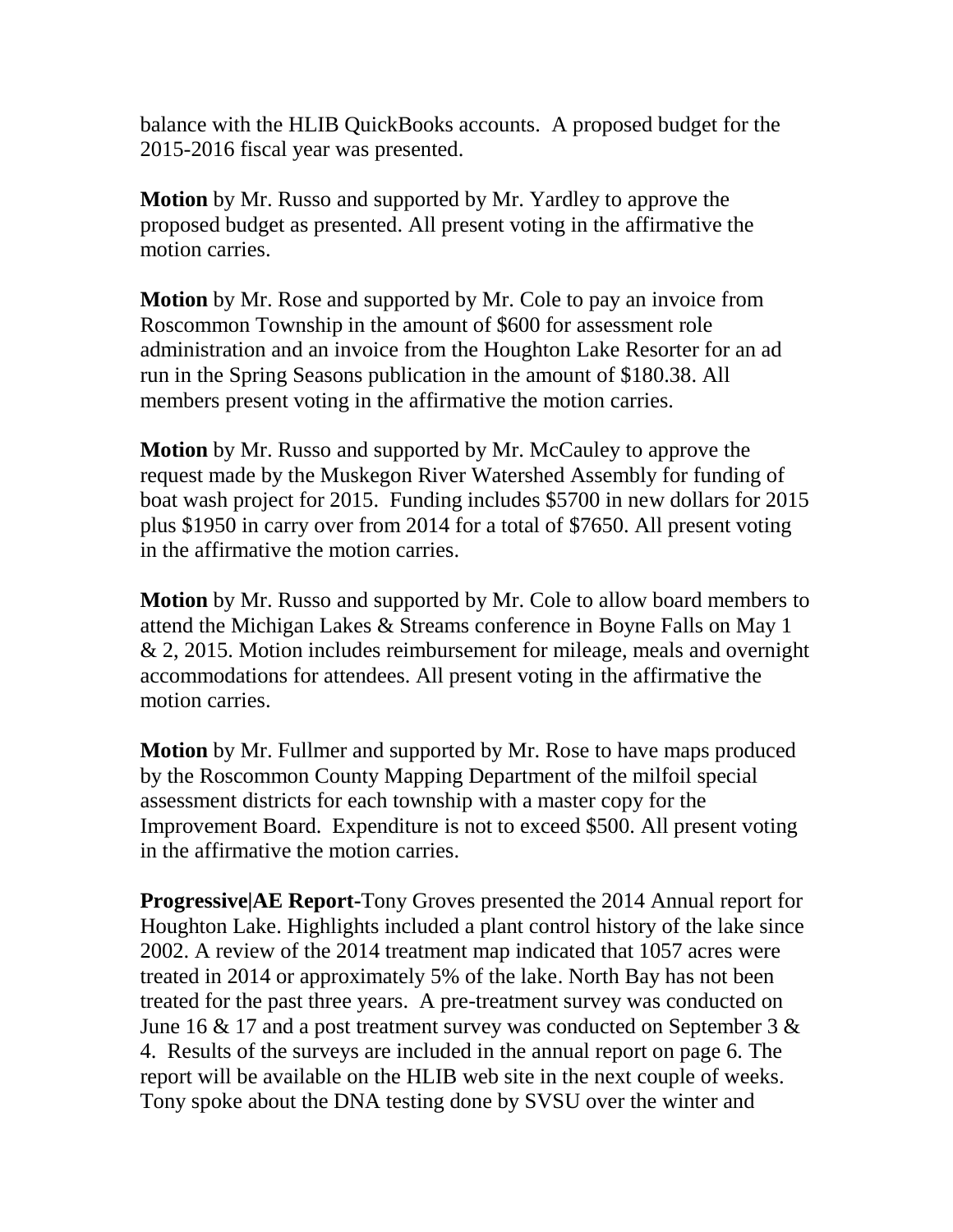balance with the HLIB QuickBooks accounts. A proposed budget for the 2015-2016 fiscal year was presented.

**Motion** by Mr. Russo and supported by Mr. Yardley to approve the proposed budget as presented. All present voting in the affirmative the motion carries.

**Motion** by Mr. Rose and supported by Mr. Cole to pay an invoice from Roscommon Township in the amount of $600 for assessment role administration and an invoice from the Houghton Lake Resorter for an ad run in the Spring Seasons publication in the amount of $180.38. All members present voting in the affirmative the motion carries.

**Motion** by Mr. Russo and supported by Mr. McCauley to approve the request made by the Muskegon River Watershed Assembly for funding of boat wash project for 2015. Funding includes $5700 in new dollars for 2015 plus $1950 in carry over from 2014 for a total of $7650. All present voting in the affirmative the motion carries.

**Motion** by Mr. Russo and supported by Mr. Cole to allow board members to attend the Michigan Lakes & Streams conference in Boyne Falls on May 1 & 2, 2015. Motion includes reimbursement for mileage, meals and overnight accommodations for attendees. All present voting in the affirmative the motion carries.

**Motion** by Mr. Fullmer and supported by Mr. Rose to have maps produced by the Roscommon County Mapping Department of the milfoil special assessment districts for each township with a master copy for the Improvement Board. Expenditure is not to exceed $500. All present voting in the affirmative the motion carries.

**Progressive|AE Report**-Tony Groves presented the 2014 Annual report for Houghton Lake. Highlights included a plant control history of the lake since 2002. A review of the 2014 treatment map indicated that 1057 acres were treated in 2014 or approximately 5% of the lake. North Bay has not been treated for the past three years. A pre-treatment survey was conducted on June 16 & 17 and a post treatment survey was conducted on September 3 & 4. Results of the surveys are included in the annual report on page 6. The report will be available on the HLIB web site in the next couple of weeks. Tony spoke about the DNA testing done by SVSU over the winter and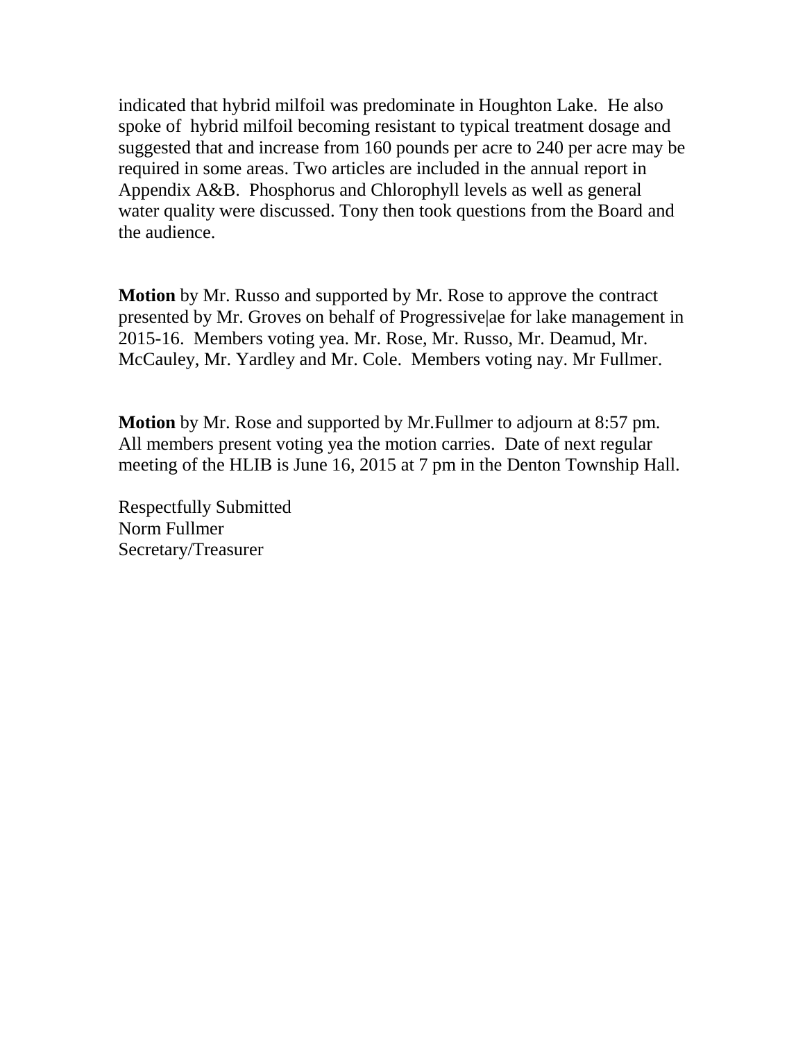indicated that hybrid milfoil was predominate in Houghton Lake. He also spoke of hybrid milfoil becoming resistant to typical treatment dosage and suggested that and increase from 160 pounds per acre to 240 per acre may be required in some areas. Two articles are included in the annual report in Appendix A&B. Phosphorus and Chlorophyll levels as well as general water quality were discussed. Tony then took questions from the Board and the audience.

**Motion** by Mr. Russo and supported by Mr. Rose to approve the contract presented by Mr. Groves on behalf of Progressive|ae for lake management in 2015-16. Members voting yea. Mr. Rose, Mr. Russo, Mr. Deamud, Mr. McCauley, Mr. Yardley and Mr. Cole. Members voting nay. Mr Fullmer.

**Motion** by Mr. Rose and supported by Mr.Fullmer to adjourn at 8:57 pm. All members present voting yea the motion carries. Date of next regular meeting of the HLIB is June 16, 2015 at 7 pm in the Denton Township Hall.

Respectfully Submitted
Norm Fullmer
Secretary/Treasurer